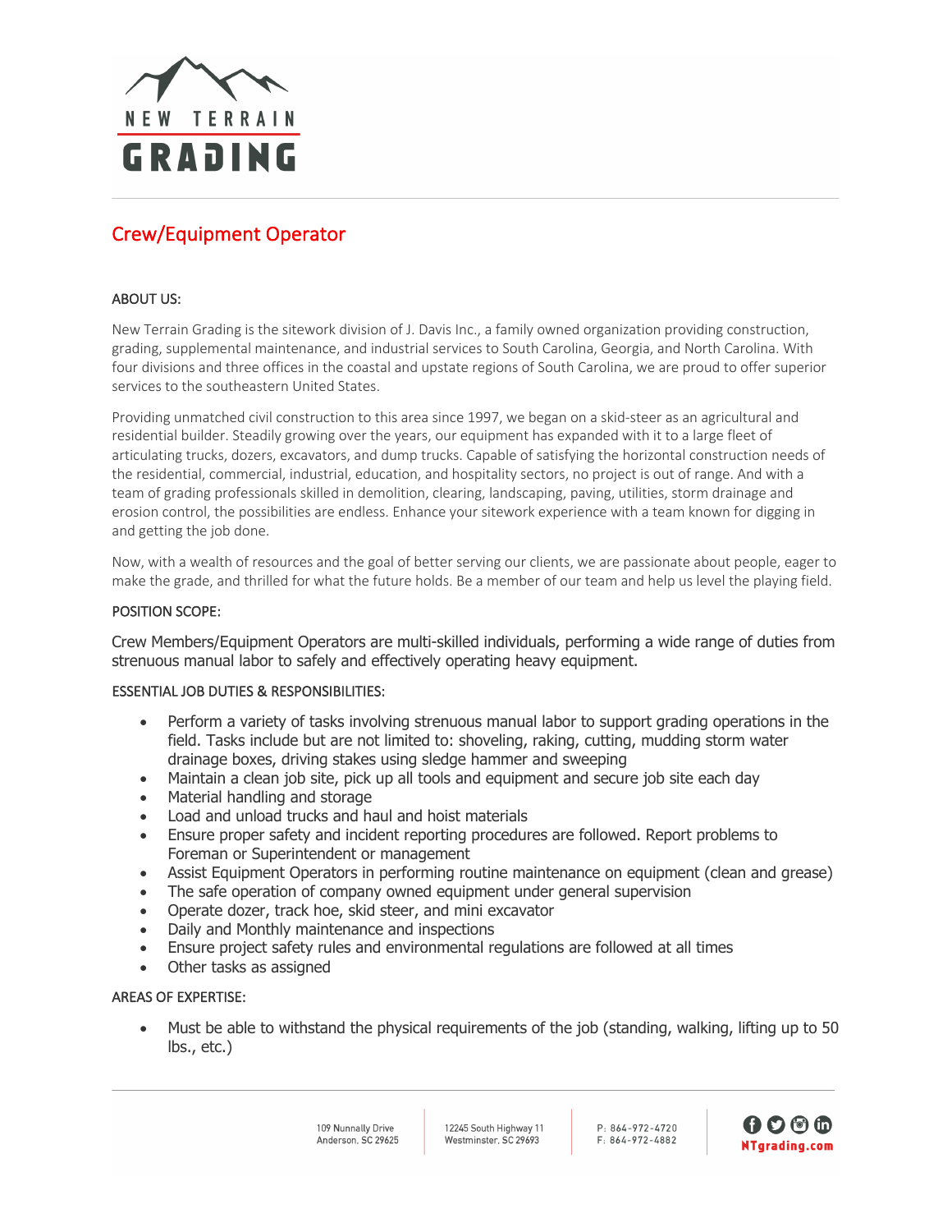NEW TERRAIN GRADING

# Crew/Equipment Operator

## ABOUT US:

New Terrain Grading is the sitework division of J. Davis Inc., a family owned organization providing construction, grading, supplemental maintenance, and industrial services to South Carolina, Georgia, and North Carolina. With four divisions and three offices in the coastal and upstate regions of South Carolina, we are proud to offer superior services to the southeastern United States.

Providing unmatched civil construction to this area since 1997, we began on a skid-steer as an agricultural and residential builder. Steadily growing over the years, our equipment has expanded with it to a large fleet of articulating trucks, dozers, excavators, and dump trucks. Capable of satisfying the horizontal construction needs of the residential, commercial, industrial, education, and hospitality sectors, no project is out of range. And with a team of grading professionals skilled in demolition, clearing, landscaping, paving, utilities, storm drainage and erosion control, the possibilities are endless. Enhance your sitework experience with a team known for digging in and getting the job done.

Now, with a wealth of resources and the goal of better serving our clients, we are passionate about people, eager to make the grade, and thrilled for what the future holds. Be a member of our team and help us level the playing field.

## POSITION SCOPE:

Crew Members/Equipment Operators are multi-skilled individuals, performing a wide range of duties from strenuous manual labor to safely and effectively operating heavy equipment.

## ESSENTIAL JOB DUTIES & RESPONSIBILITIES:

- Perform a variety of tasks involving strenuous manual labor to support grading operations in the field. Tasks include but are not limited to: shoveling, raking, cutting, mudding storm water drainage boxes, driving stakes using sledge hammer and sweeping
- Maintain a clean job site, pick up all tools and equipment and secure job site each day
- Material handling and storage
- Load and unload trucks and haul and hoist materials
- Ensure proper safety and incident reporting procedures are followed. Report problems to Foreman or Superintendent or management
- Assist Equipment Operators in performing routine maintenance on equipment (clean and grease)
- The safe operation of company owned equipment under general supervision
- Operate dozer, track hoe, skid steer, and mini excavator
- Daily and Monthly maintenance and inspections
- Ensure project safety rules and environmental regulations are followed at all times
- Other tasks as assigned

## AREAS OF EXPERTISE:

- Must be able to withstand the physical requirements of the job (standing, walking, lifting up to 50 lbs., etc.)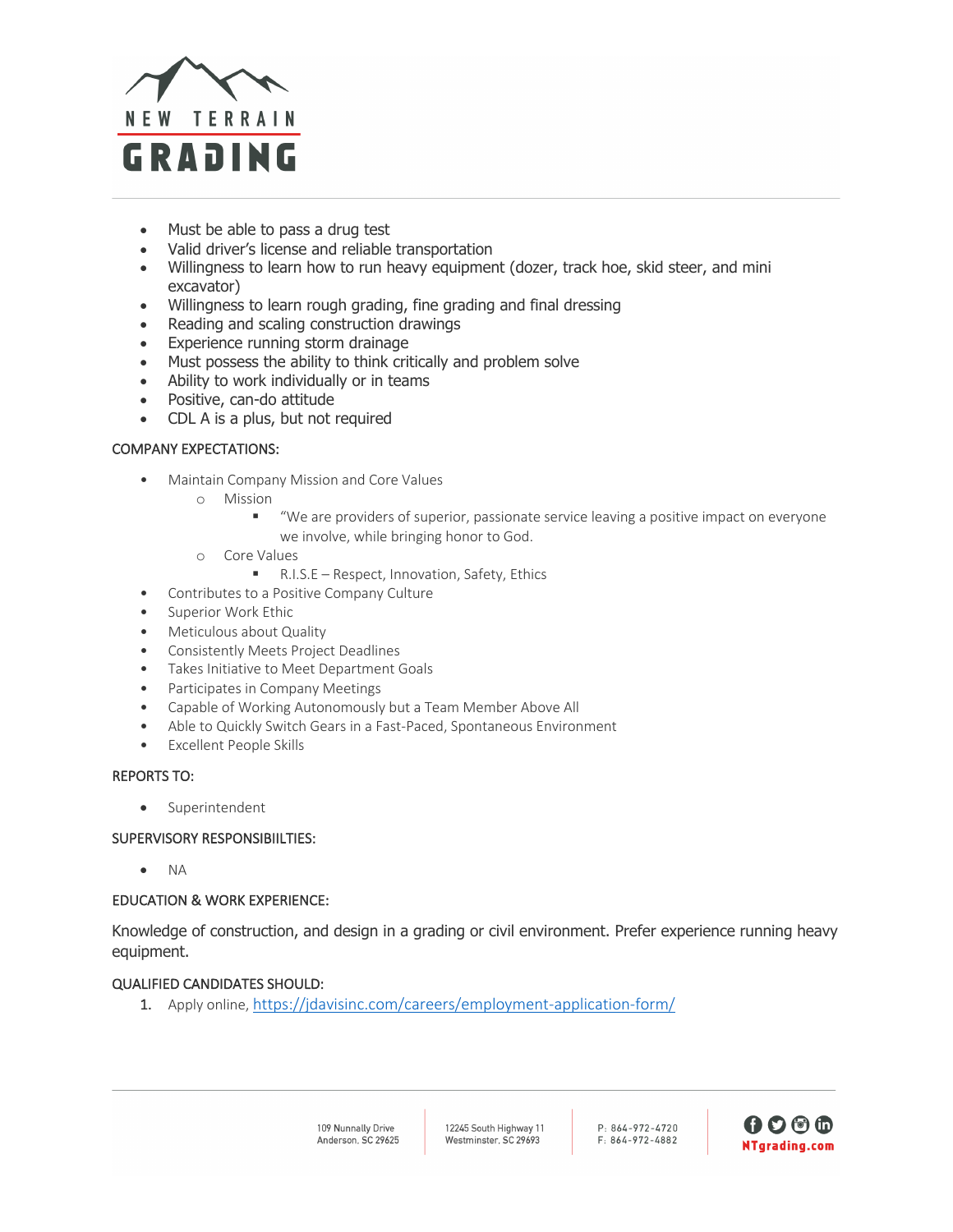- Must be able to pass a drug test
- Valid driver's license and reliable transportation
- Willingness to learn how to run heavy equipment (dozer, track hoe, skid steer, and mini excavator)
- Willingness to learn rough grading, fine grading and final dressing
- Reading and scaling construction drawings
- Experience running storm drainage
- Must possess the ability to think critically and problem solve
- Ability to work individually or in teams
- Positive, can-do attitude
- CDL A is a plus, but not required

COMPANY EXPECTATIONS:

- Maintain Company Mission and Core Values
  - Mission
    - "We are providers of superior, passionate service leaving a positive impact on everyone we involve, while bringing honor to God.
  - Core Values
    - R.I.S.E – Respect, Innovation, Safety, Ethics
- Contributes to a Positive Company Culture
- Superior Work Ethic
- Meticulous about Quality
- Consistently Meets Project Deadlines
- Takes Initiative to Meet Department Goals
- Participates in Company Meetings
- Capable of Working Autonomously but a Team Member Above All
- Able to Quickly Switch Gears in a Fast-Paced, Spontaneous Environment
- Excellent People Skills

REPORTS TO:

- Superintendent

SUPERVISORY RESPONSIBIILTIES:

- NA

EDUCATION & WORK EXPERIENCE:

Knowledge of construction, and design in a grading or civil environment. Prefer experience running heavy equipment.

QUALIFIED CANDIDATES SHOULD:

1. Apply online, https://jdavisinc.com/careers/employment-application-form/